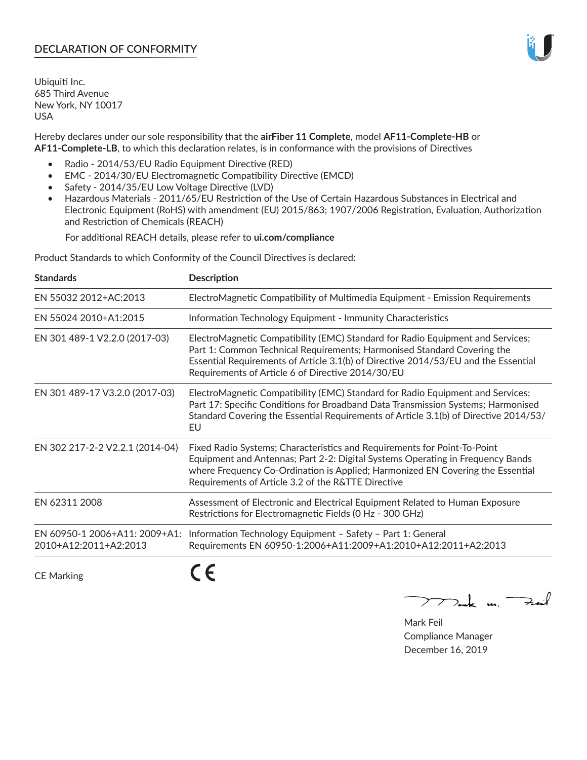# DECLARATION OF CONFORMITY

Ubiquiti Inc.
685 Third Avenue
New York, NY 10017
USA

Hereby declares under our sole responsibility that the **airFiber 11 Complete**, model **AF11-Complete-HB** or **AF11-Complete-LB**, to which this declaration relates, is in conformance with the provisions of Directives

- Radio - 2014/53/EU Radio Equipment Directive (RED)
- EMC - 2014/30/EU Electromagnetic Compatibility Directive (EMCD)
- Safety - 2014/35/EU Low Voltage Directive (LVD)
- Hazardous Materials - 2011/65/EU Restriction of the Use of Certain Hazardous Substances in Electrical and Electronic Equipment (RoHS) with amendment (EU) 2015/863; 1907/2006 Registration, Evaluation, Authorization and Restriction of Chemicals (REACH)

For additional REACH details, please refer to **ui.com/compliance**

Product Standards to which Conformity of the Council Directives is declared:

| Standards | Description |
|---|---|
| EN 55032 2012+AC:2013 | ElectroMagnetic Compatibility of Multimedia Equipment - Emission Requirements |
| EN 55024 2010+A1:2015 | Information Technology Equipment - Immunity Characteristics |
| EN 301 489-1 V2.2.0 (2017-03) | ElectroMagnetic Compatibility (EMC) Standard for Radio Equipment and Services; Part 1: Common Technical Requirements; Harmonised Standard Covering the Essential Requirements of Article 3.1(b) of Directive 2014/53/EU and the Essential Requirements of Article 6 of Directive 2014/30/EU |
| EN 301 489-17 V3.2.0 (2017-03) | ElectroMagnetic Compatibility (EMC) Standard for Radio Equipment and Services; Part 17: Specific Conditions for Broadband Data Transmission Systems; Harmonised Standard Covering the Essential Requirements of Article 3.1(b) of Directive 2014/53/EU |
| EN 302 217-2-2 V2.2.1 (2014-04) | Fixed Radio Systems; Characteristics and Requirements for Point-To-Point Equipment and Antennas; Part 2-2: Digital Systems Operating in Frequency Bands where Frequency Co-Ordination is Applied; Harmonized EN Covering the Essential Requirements of Article 3.2 of the R&TTE Directive |
| EN 62311 2008 | Assessment of Electronic and Electrical Equipment Related to Human Exposure Restrictions for Electromagnetic Fields (0 Hz - 300 GHz) |
| EN 60950-1 2006+A11: 2009+A1: 2010+A12:2011+A2:2013 | Information Technology Equipment – Safety – Part 1: General Requirements EN 60950-1:2006+A11:2009+A1:2010+A12:2011+A2:2013 |
| CE Marking | CE |

Mark Feil
Compliance Manager
December 16, 2019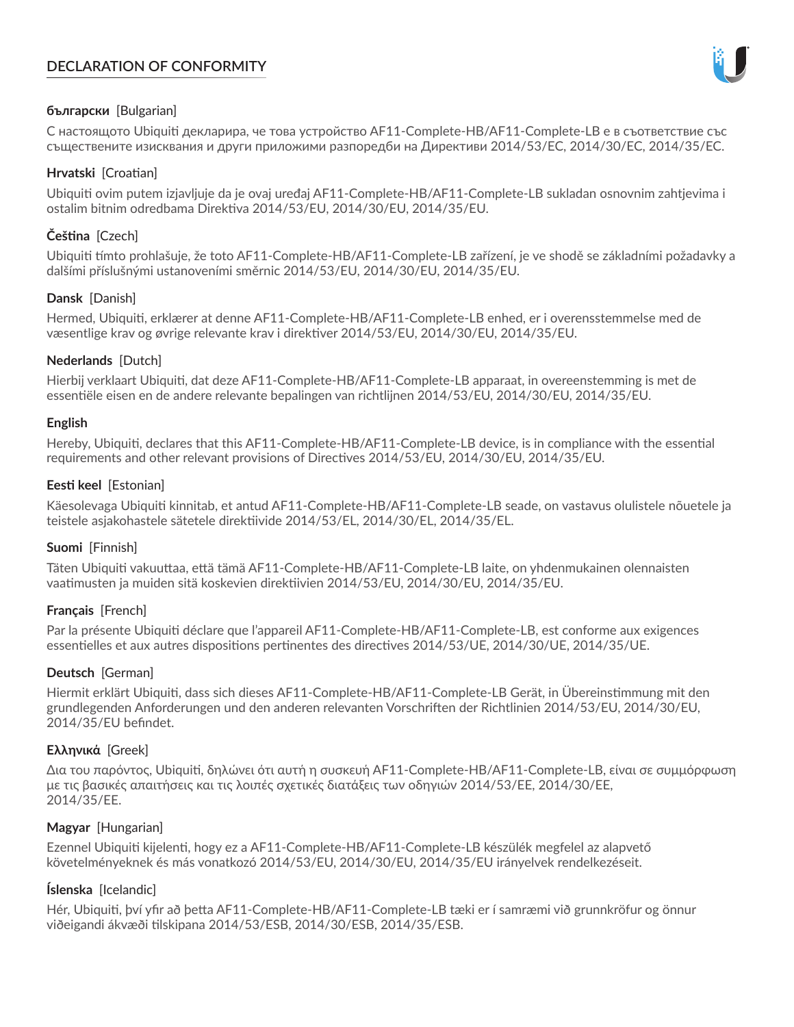# DECLARATION OF CONFORMITY

**български** [Bulgarian]

С настоящото Ubiquiti декларира, че това устройство AF11-Complete-HB/AF11-Complete-LB е в съответствие със съществените изисквания и други приложими разпоредби на Директиви 2014/53/EC, 2014/30/ЕС, 2014/35/ЕС.

**Hrvatski** [Croatian]

Ubiquiti ovim putem izjavljuje da je ovaj uređaj AF11-Complete-HB/AF11-Complete-LB sukladan osnovnim zahtjevima i ostalim bitnim odredbama Direktiva 2014/53/EU, 2014/30/EU, 2014/35/EU.

**Čeština** [Czech]

Ubiquiti tímto prohlašuje, že toto AF11-Complete-HB/AF11-Complete-LB zařízení, je ve shodě se základními požadavky a dalšími příslušnými ustanoveními směrnic 2014/53/EU, 2014/30/EU, 2014/35/EU.

**Dansk** [Danish]

Hermed, Ubiquiti, erklærer at denne AF11-Complete-HB/AF11-Complete-LB enhed, er i overensstemmelse med de væsentlige krav og øvrige relevante krav i direktiver 2014/53/EU, 2014/30/EU, 2014/35/EU.

**Nederlands** [Dutch]

Hierbij verklaart Ubiquiti, dat deze AF11-Complete-HB/AF11-Complete-LB apparaat, in overeenstemming is met de essentiële eisen en de andere relevante bepalingen van richtlijnen 2014/53/EU, 2014/30/EU, 2014/35/EU.

**English**

Hereby, Ubiquiti, declares that this AF11-Complete-HB/AF11-Complete-LB device, is in compliance with the essential requirements and other relevant provisions of Directives 2014/53/EU, 2014/30/EU, 2014/35/EU.

**Eesti keel** [Estonian]

Käesolevaga Ubiquiti kinnitab, et antud AF11-Complete-HB/AF11-Complete-LB seade, on vastavus olulistele nõuetele ja teistele asjakohastele sätetele direktiivide 2014/53/EL, 2014/30/EL, 2014/35/EL.

**Suomi** [Finnish]

Täten Ubiquiti vakuuttaa, että tämä AF11-Complete-HB/AF11-Complete-LB laite, on yhdenmukainen olennaisten vaatimusten ja muiden sitä koskevien direktiivien 2014/53/EU, 2014/30/EU, 2014/35/EU.

**Français** [French]

Par la présente Ubiquiti déclare que l'appareil AF11-Complete-HB/AF11-Complete-LB, est conforme aux exigences essentielles et aux autres dispositions pertinentes des directives 2014/53/UE, 2014/30/UE, 2014/35/UE.

**Deutsch** [German]

Hiermit erklärt Ubiquiti, dass sich dieses AF11-Complete-HB/AF11-Complete-LB Gerät, in Übereinstimmung mit den grundlegenden Anforderungen und den anderen relevanten Vorschriften der Richtlinien 2014/53/EU, 2014/30/EU, 2014/35/EU befindet.

**Ελληνικά** [Greek]

Δια του παρόντος, Ubiquiti, δηλώνει ότι αυτή η συσκευή AF11-Complete-HB/AF11-Complete-LB, είναι σε συμμόρφωση με τις βασικές απαιτήσεις και τις λοιπές σχετικές διατάξεις των οδηγιών 2014/53/EE, 2014/30/EE, 2014/35/EE.

**Magyar** [Hungarian]

Ezennel Ubiquiti kijelenti, hogy ez a AF11-Complete-HB/AF11-Complete-LB készülék megfelel az alapvető követelményeknek és más vonatkozó 2014/53/EU, 2014/30/EU, 2014/35/EU irányelvek rendelkezéseit.

**Íslenska** [Icelandic]

Hér, Ubiquiti, því yfir að þetta AF11-Complete-HB/AF11-Complete-LB tæki er í samræmi við grunnkröfur og önnur viðeigandi ákvæði tilskipana 2014/53/ESB, 2014/30/ESB, 2014/35/ESB.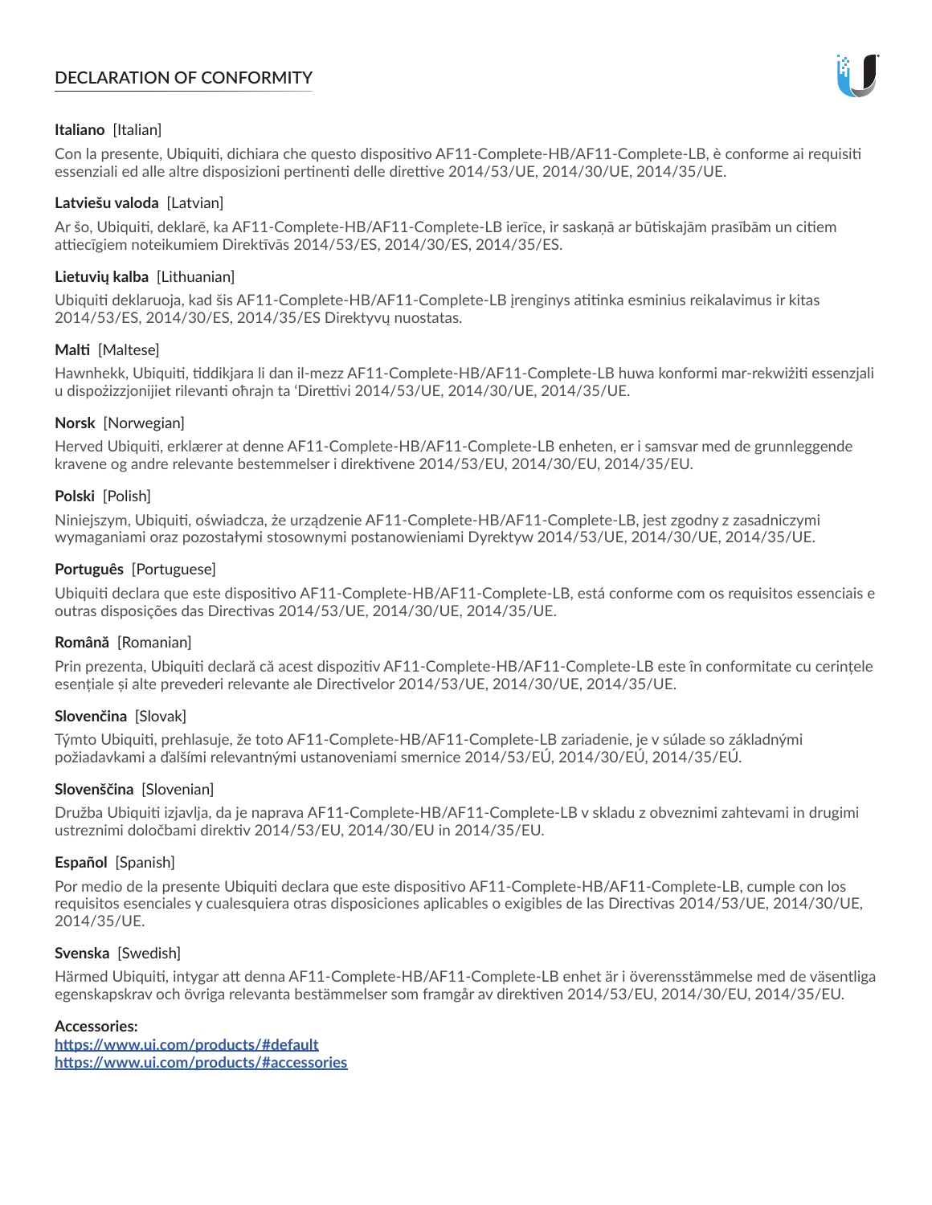## DECLARATION OF CONFORMITY

**Italiano** [Italian]

Con la presente, Ubiquiti, dichiara che questo dispositivo AF11-Complete-HB/AF11-Complete-LB, è conforme ai requisiti essenziali ed alle altre disposizioni pertinenti delle direttive 2014/53/UE, 2014/30/UE, 2014/35/UE.

**Latviešu valoda** [Latvian]

Ar šo, Ubiquiti, deklarē, ka AF11-Complete-HB/AF11-Complete-LB ierīce, ir saskaņā ar būtiskajām prasībām un citiem attiecīgiem noteikumiem Direktīvās 2014/53/ES, 2014/30/ES, 2014/35/ES.

**Lietuvių kalba** [Lithuanian]

Ubiquiti deklaruoja, kad šis AF11-Complete-HB/AF11-Complete-LB įrenginys atitinka esminius reikalavimus ir kitas 2014/53/ES, 2014/30/ES, 2014/35/ES Direktyvų nuostatas.

**Malti** [Maltese]

Hawnhekk, Ubiquiti, tiddikjara li dan il-mezz AF11-Complete-HB/AF11-Complete-LB huwa konformi mar-rekwiżiti essenzjali u dispożizzjonijiet rilevanti oħrajn ta 'Direttivi 2014/53/UE, 2014/30/UE, 2014/35/UE.

**Norsk** [Norwegian]

Herved Ubiquiti, erklærer at denne AF11-Complete-HB/AF11-Complete-LB enheten, er i samsvar med de grunnleggende kravene og andre relevante bestemmelser i direktivene 2014/53/EU, 2014/30/EU, 2014/35/EU.

**Polski** [Polish]

Niniejszym, Ubiquiti, oświadcza, że urządzenie AF11-Complete-HB/AF11-Complete-LB, jest zgodny z zasadniczymi wymaganiami oraz pozostałymi stosownymi postanowieniami Dyrektyw 2014/53/UE, 2014/30/UE, 2014/35/UE.

**Português** [Portuguese]

Ubiquiti declara que este dispositivo AF11-Complete-HB/AF11-Complete-LB, está conforme com os requisitos essenciais e outras disposições das Directivas 2014/53/UE, 2014/30/UE, 2014/35/UE.

**Română** [Romanian]

Prin prezenta, Ubiquiti declară că acest dispozitiv AF11-Complete-HB/AF11-Complete-LB este în conformitate cu cerințele esențiale și alte prevederi relevante ale Directivelor 2014/53/UE, 2014/30/UE, 2014/35/UE.

**Slovenčina** [Slovak]

Týmto Ubiquiti, prehlasuje, že toto AF11-Complete-HB/AF11-Complete-LB zariadenie, je v súlade so základnými požiadavkami a ďalšími relevantnými ustanoveniami smernice 2014/53/EÚ, 2014/30/EÚ, 2014/35/EÚ.

**Slovenščina** [Slovenian]

Družba Ubiquiti izjavlja, da je naprava AF11-Complete-HB/AF11-Complete-LB v skladu z obveznimi zahtevami in drugimi ustreznimi določbami direktiv 2014/53/EU, 2014/30/EU in 2014/35/EU.

**Español** [Spanish]

Por medio de la presente Ubiquiti declara que este dispositivo AF11-Complete-HB/AF11-Complete-LB, cumple con los requisitos esenciales y cualesquiera otras disposiciones aplicables o exigibles de las Directivas 2014/53/UE, 2014/30/UE, 2014/35/UE.

**Svenska** [Swedish]

Härmed Ubiquiti, intygar att denna AF11-Complete-HB/AF11-Complete-LB enhet är i överensstämmelse med de väsentliga egenskapskrav och övriga relevanta bestämmelser som framgår av direktiven 2014/53/EU, 2014/30/EU, 2014/35/EU.

**Accessories:**
[https://www.ui.com/products/#default](https://www.ui.com/products/#default)
[https://www.ui.com/products/#accessories](https://www.ui.com/products/#accessories)